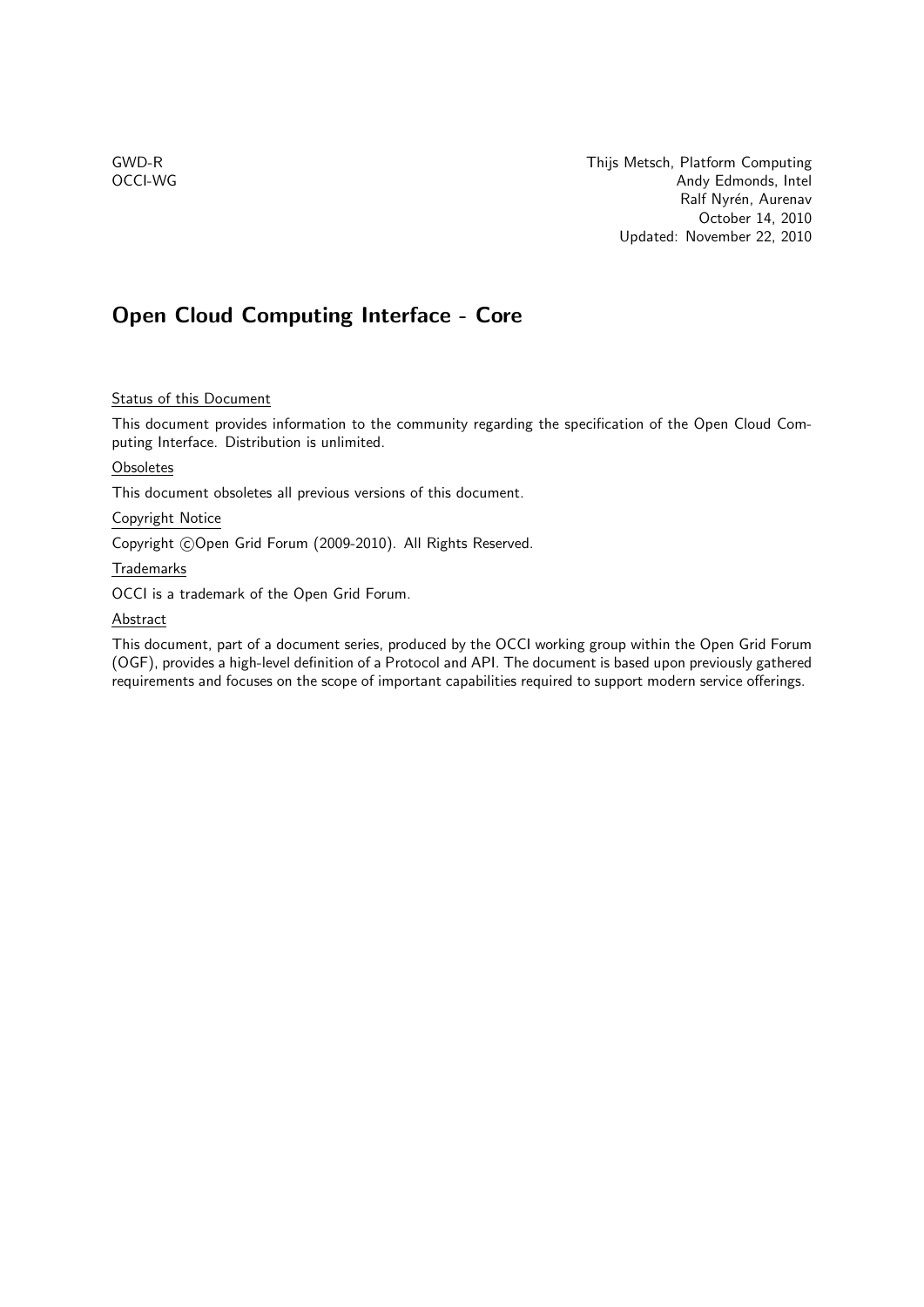GWD-R
OCCI-WG

Thijs Metsch, Platform Computing
Andy Edmonds, Intel
Ralf Nyrén, Aurenav
October 14, 2010
Updated: November 22, 2010

# Open Cloud Computing Interface - Core

<u>Status of this Document</u>

This document provides information to the community regarding the specification of the Open Cloud Computing Interface. Distribution is unlimited.

<u>Obsoletes</u>

This document obsoletes all previous versions of this document.

<u>Copyright Notice</u>

Copyright ©Open Grid Forum (2009-2010). All Rights Reserved.

<u>Trademarks</u>

OCCI is a trademark of the Open Grid Forum.

<u>Abstract</u>

This document, part of a document series, produced by the OCCI working group within the Open Grid Forum (OGF), provides a high-level definition of a Protocol and API. The document is based upon previously gathered requirements and focuses on the scope of important capabilities required to support modern service offerings.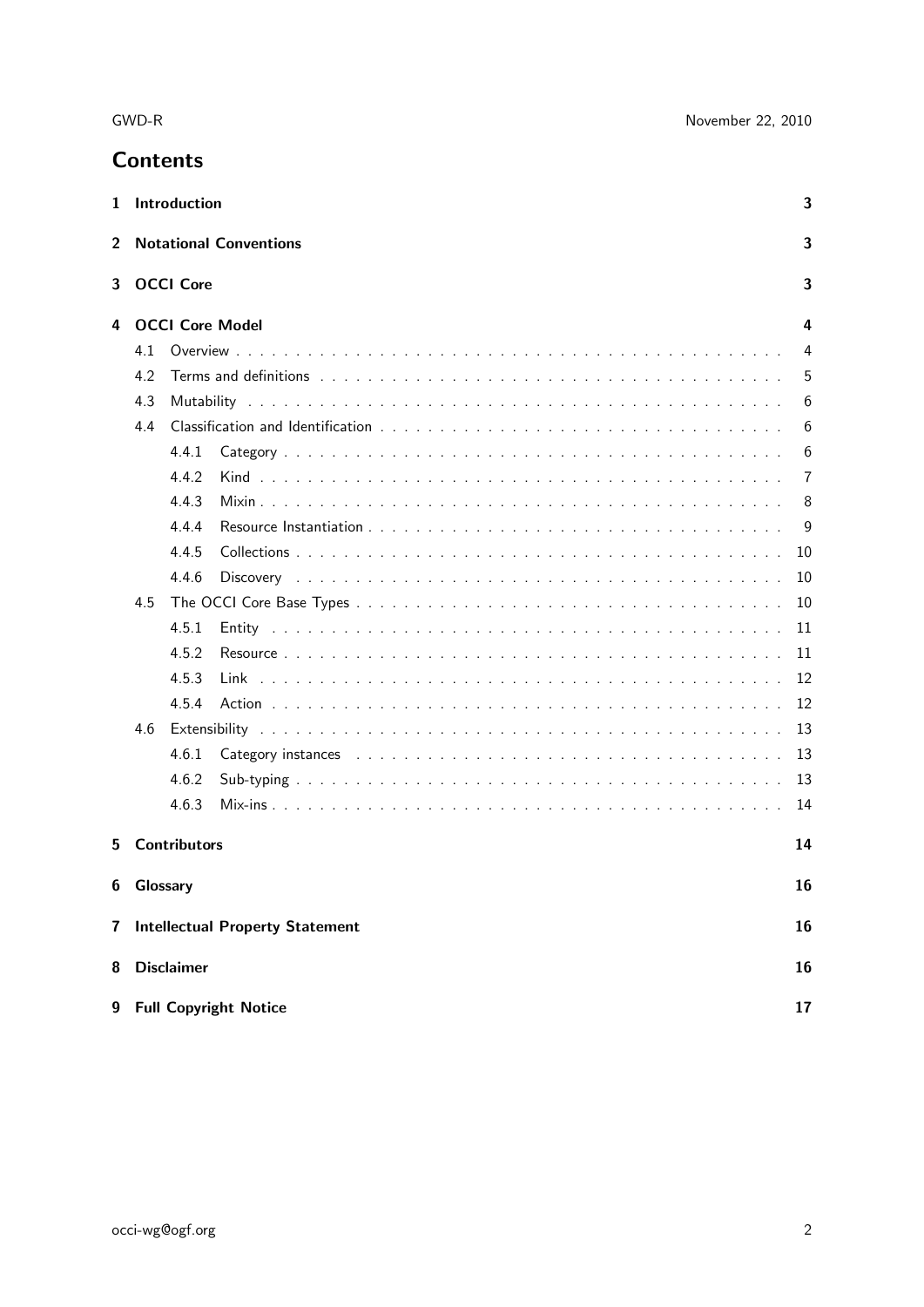# Contents

1 Introduction 3

2 Notational Conventions 3

3 OCCI Core 3

4 OCCI Core Model 4

- 4.1 Overview 4
- 4.2 Terms and definitions 5
- 4.3 Mutability 6
- 4.4 Classification and Identification 6
  - 4.4.1 Category 6
  - 4.4.2 Kind 7
  - 4.4.3 Mixin 8
  - 4.4.4 Resource Instantiation 9
  - 4.4.5 Collections 10
  - 4.4.6 Discovery 10
- 4.5 The OCCI Core Base Types 10
  - 4.5.1 Entity 11
  - 4.5.2 Resource 11
  - 4.5.3 Link 12
  - 4.5.4 Action 12
- 4.6 Extensibility 13
  - 4.6.1 Category instances 13
  - 4.6.2 Sub-typing 13
  - 4.6.3 Mix-ins 14

5 Contributors 14

6 Glossary 16

7 Intellectual Property Statement 16

8 Disclaimer 16

9 Full Copyright Notice 17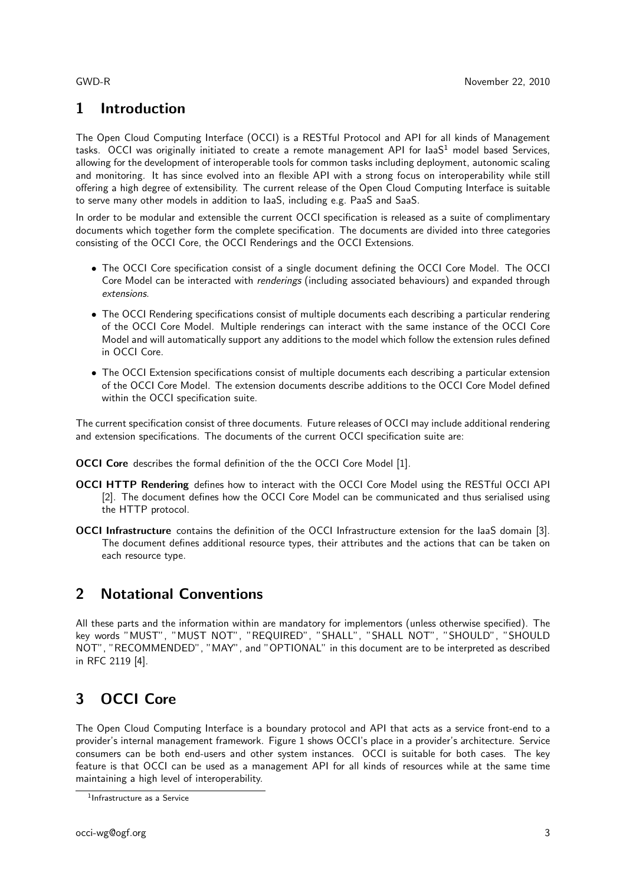# 1 Introduction

The Open Cloud Computing Interface (OCCI) is a RESTful Protocol and API for all kinds of Management tasks. OCCI was originally initiated to create a remote management API for IaaS[1] model based Services, allowing for the development of interoperable tools for common tasks including deployment, autonomic scaling and monitoring. It has since evolved into an flexible API with a strong focus on interoperability while still offering a high degree of extensibility. The current release of the Open Cloud Computing Interface is suitable to serve many other models in addition to IaaS, including e.g. PaaS and SaaS.

In order to be modular and extensible the current OCCI specification is released as a suite of complimentary documents which together form the complete specification. The documents are divided into three categories consisting of the OCCI Core, the OCCI Renderings and the OCCI Extensions.

- The OCCI Core specification consist of a single document defining the OCCI Core Model. The OCCI Core Model can be interacted with *renderings* (including associated behaviours) and expanded through *extensions*.
- The OCCI Rendering specifications consist of multiple documents each describing a particular rendering of the OCCI Core Model. Multiple renderings can interact with the same instance of the OCCI Core Model and will automatically support any additions to the model which follow the extension rules defined in OCCI Core.
- The OCCI Extension specifications consist of multiple documents each describing a particular extension of the OCCI Core Model. The extension documents describe additions to the OCCI Core Model defined within the OCCI specification suite.

The current specification consist of three documents. Future releases of OCCI may include additional rendering and extension specifications. The documents of the current OCCI specification suite are:

**OCCI Core** describes the formal definition of the the OCCI Core Model [1].

**OCCI HTTP Rendering** defines how to interact with the OCCI Core Model using the RESTful OCCI API [2]. The document defines how the OCCI Core Model can be communicated and thus serialised using the HTTP protocol.

**OCCI Infrastructure** contains the definition of the OCCI Infrastructure extension for the IaaS domain [3]. The document defines additional resource types, their attributes and the actions that can be taken on each resource type.

# 2 Notational Conventions

All these parts and the information within are mandatory for implementors (unless otherwise specified). The key words "MUST", "MUST NOT", "REQUIRED", "SHALL", "SHALL NOT", "SHOULD", "SHOULD NOT", "RECOMMENDED", "MAY", and "OPTIONAL" in this document are to be interpreted as described in RFC 2119 [4].

# 3 OCCI Core

The Open Cloud Computing Interface is a boundary protocol and API that acts as a service front-end to a provider's internal management framework. Figure 1 shows OCCI's place in a provider's architecture. Service consumers can be both end-users and other system instances. OCCI is suitable for both cases. The key feature is that OCCI can be used as a management API for all kinds of resources while at the same time maintaining a high level of interoperability.

[1] Infrastructure as a Service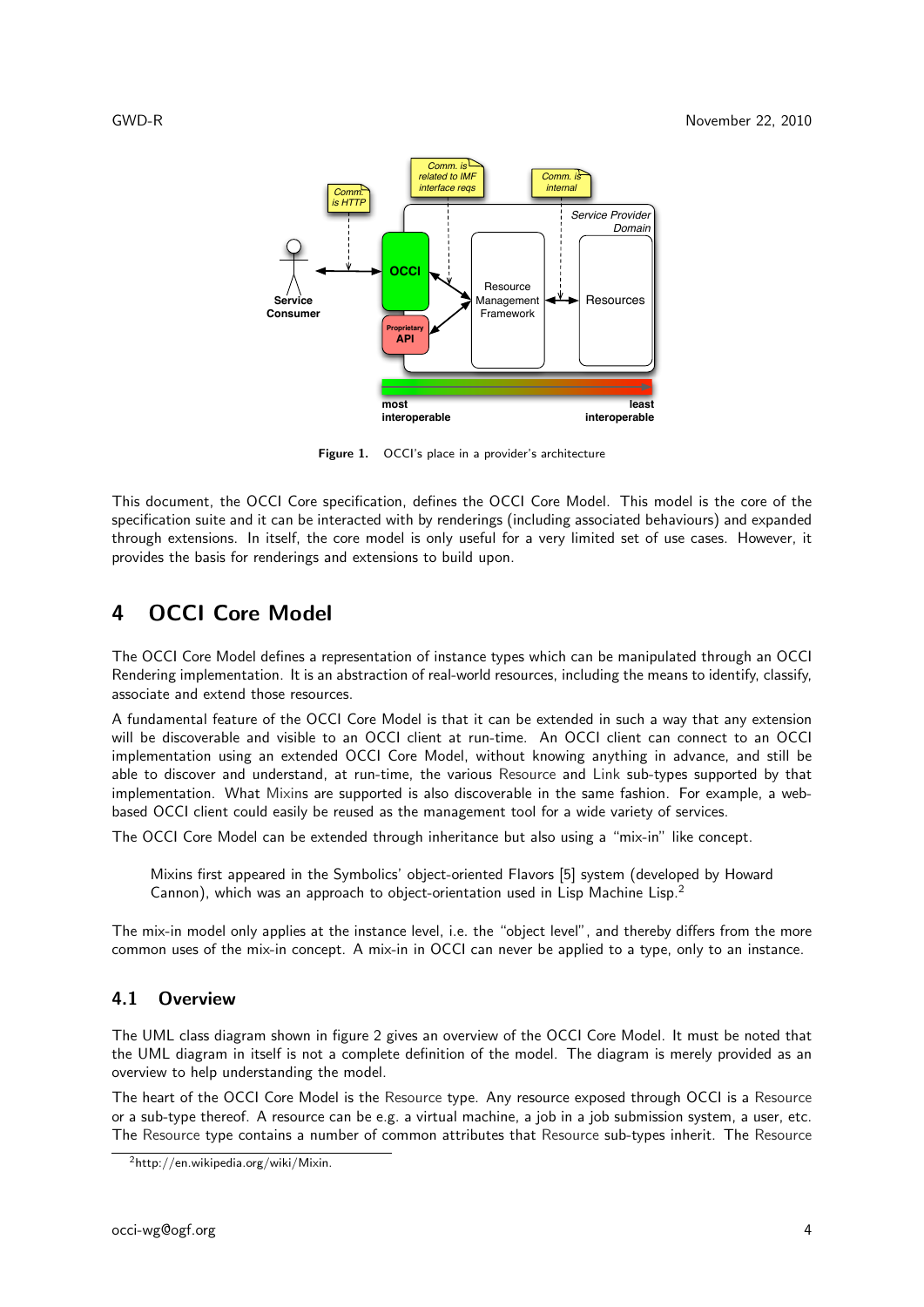Figure 1. OCCI's place in a provider's architecture

This document, the OCCI Core specification, defines the OCCI Core Model. This model is the core of the specification suite and it can be interacted with by renderings (including associated behaviours) and expanded through extensions. In itself, the core model is only useful for a very limited set of use cases. However, it provides the basis for renderings and extensions to build upon.

# 4 OCCI Core Model

The OCCI Core Model defines a representation of instance types which can be manipulated through an OCCI Rendering implementation. It is an abstraction of real-world resources, including the means to identify, classify, associate and extend those resources.

A fundamental feature of the OCCI Core Model is that it can be extended in such a way that any extension will be discoverable and visible to an OCCI client at run-time. An OCCI client can connect to an OCCI implementation using an extended OCCI Core Model, without knowing anything in advance, and still be able to discover and understand, at run-time, the various Resource and Link sub-types supported by that implementation. What Mixins are supported is also discoverable in the same fashion. For example, a web-based OCCI client could easily be reused as the management tool for a wide variety of services.

The OCCI Core Model can be extended through inheritance but also using a "mix-in" like concept.

> Mixins first appeared in the Symbolics' object-oriented Flavors [5] system (developed by Howard Cannon), which was an approach to object-orientation used in Lisp Machine Lisp.[2]

The mix-in model only applies at the instance level, i.e. the "object level", and thereby differs from the more common uses of the mix-in concept. A mix-in in OCCI can never be applied to a type, only to an instance.

## 4.1 Overview

The UML class diagram shown in figure 2 gives an overview of the OCCI Core Model. It must be noted that the UML diagram in itself is not a complete definition of the model. The diagram is merely provided as an overview to help understanding the model.

The heart of the OCCI Core Model is the Resource type. Any resource exposed through OCCI is a Resource or a sub-type thereof. A resource can be e.g. a virtual machine, a job in a job submission system, a user, etc. The Resource type contains a number of common attributes that Resource sub-types inherit. The Resource

[2] http://en.wikipedia.org/wiki/Mixin.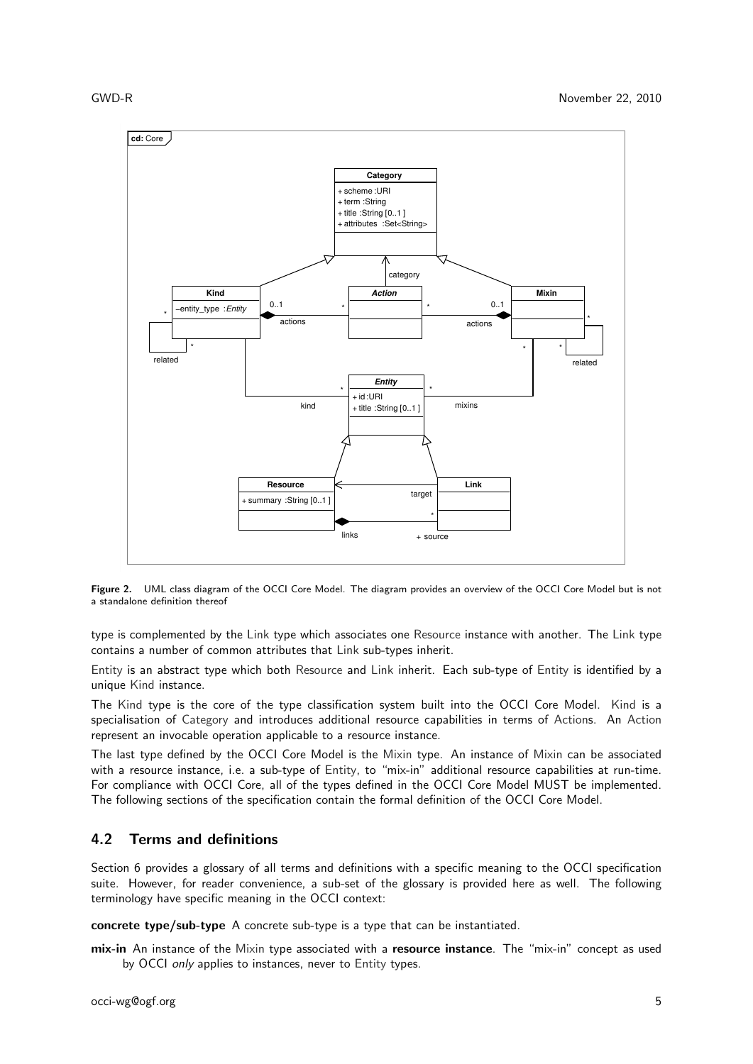**Figure 2.** UML class diagram of the OCCI Core Model. The diagram provides an overview of the OCCI Core Model but is not a standalone definition thereof

type is complemented by the Link type which associates one Resource instance with another. The Link type contains a number of common attributes that Link sub-types inherit.

Entity is an abstract type which both Resource and Link inherit. Each sub-type of Entity is identified by a unique Kind instance.

The Kind type is the core of the type classification system built into the OCCI Core Model. Kind is a specialisation of Category and introduces additional resource capabilities in terms of Actions. An Action represent an invocable operation applicable to a resource instance.

The last type defined by the OCCI Core Model is the Mixin type. An instance of Mixin can be associated with a resource instance, i.e. a sub-type of Entity, to "mix-in" additional resource capabilities at run-time. For compliance with OCCI Core, all of the types defined in the OCCI Core Model MUST be implemented. The following sections of the specification contain the formal definition of the OCCI Core Model.

## 4.2 Terms and definitions

Section 6 provides a glossary of all terms and definitions with a specific meaning to the OCCI specification suite. However, for reader convenience, a sub-set of the glossary is provided here as well. The following terminology have specific meaning in the OCCI context:

**concrete type/sub-type** A concrete sub-type is a type that can be instantiated.

**mix-in** An instance of the Mixin type associated with a **resource instance**. The "mix-in" concept as used by OCCI *only* applies to instances, never to Entity types.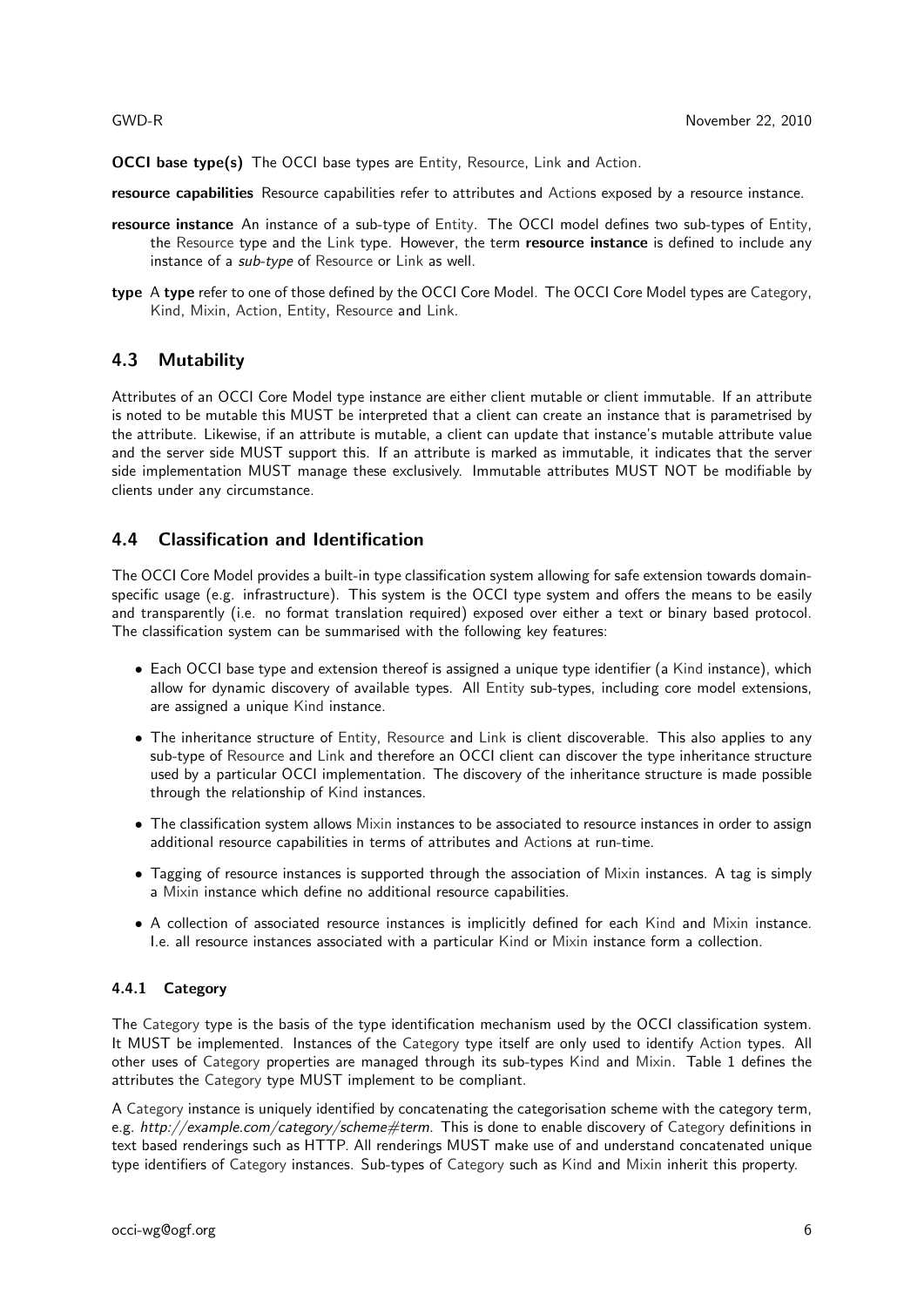**OCCI base type(s)** The OCCI base types are Entity, Resource, Link and Action.

**resource capabilities** Resource capabilities refer to attributes and Actions exposed by a resource instance.

**resource instance** An instance of a sub-type of Entity. The OCCI model defines two sub-types of Entity, the Resource type and the Link type. However, the term **resource instance** is defined to include any instance of a *sub-type* of Resource or Link as well.

**type** A **type** refer to one of those defined by the OCCI Core Model. The OCCI Core Model types are Category, Kind, Mixin, Action, Entity, Resource and Link.

## 4.3 Mutability

Attributes of an OCCI Core Model type instance are either client mutable or client immutable. If an attribute is noted to be mutable this MUST be interpreted that a client can create an instance that is parametrised by the attribute. Likewise, if an attribute is mutable, a client can update that instance's mutable attribute value and the server side MUST support this. If an attribute is marked as immutable, it indicates that the server side implementation MUST manage these exclusively. Immutable attributes MUST NOT be modifiable by clients under any circumstance.

## 4.4 Classification and Identification

The OCCI Core Model provides a built-in type classification system allowing for safe extension towards domain-specific usage (e.g. infrastructure). This system is the OCCI type system and offers the means to be easily and transparently (i.e. no format translation required) exposed over either a text or binary based protocol. The classification system can be summarised with the following key features:

- Each OCCI base type and extension thereof is assigned a unique type identifier (a Kind instance), which allow for dynamic discovery of available types. All Entity sub-types, including core model extensions, are assigned a unique Kind instance.
- The inheritance structure of Entity, Resource and Link is client discoverable. This also applies to any sub-type of Resource and Link and therefore an OCCI client can discover the type inheritance structure used by a particular OCCI implementation. The discovery of the inheritance structure is made possible through the relationship of Kind instances.
- The classification system allows Mixin instances to be associated to resource instances in order to assign additional resource capabilities in terms of attributes and Actions at run-time.
- Tagging of resource instances is supported through the association of Mixin instances. A tag is simply a Mixin instance which define no additional resource capabilities.
- A collection of associated resource instances is implicitly defined for each Kind and Mixin instance. I.e. all resource instances associated with a particular Kind or Mixin instance form a collection.

### 4.4.1 Category

The Category type is the basis of the type identification mechanism used by the OCCI classification system. It MUST be implemented. Instances of the Category type itself are only used to identify Action types. All other uses of Category properties are managed through its sub-types Kind and Mixin. Table 1 defines the attributes the Category type MUST implement to be compliant.

A Category instance is uniquely identified by concatenating the categorisation scheme with the category term, e.g. *http://example.com/category/scheme#term*. This is done to enable discovery of Category definitions in text based renderings such as HTTP. All renderings MUST make use of and understand concatenated unique type identifiers of Category instances. Sub-types of Category such as Kind and Mixin inherit this property.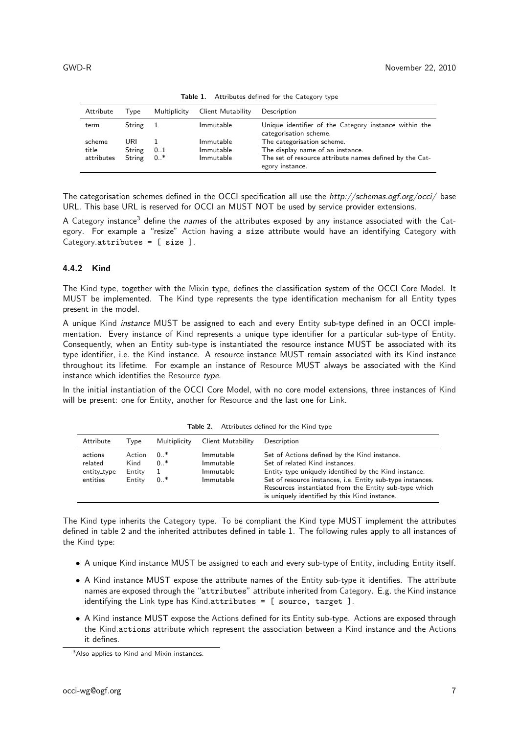**Table 1.** Attributes defined for the Category type

| Attribute | Type | Multiplicity | Client Mutability | Description |
|---|---|---|---|---|
| term | String | 1 | Immutable | Unique identifier of the Category instance within the categorisation scheme. |
| scheme | URI | 1 | Immutable | The categorisation scheme. |
| title | String | 0..1 | Immutable | The display name of an instance. |
| attributes | String | 0..* | Immutable | The set of resource attribute names defined by the Category instance. |

The categorisation schemes defined in the OCCI specification all use the *http://schemas.ogf.org/occi/* base URL. This base URL is reserved for OCCI an MUST NOT be used by service provider extensions.

A Category instance[3] define the *names* of the attributes exposed by any instance associated with the Category. For example a "resize" Action having a `size` attribute would have an identifying Category with Category.`attributes = [ size ]`.

### 4.4.2 Kind

The Kind type, together with the Mixin type, defines the classification system of the OCCI Core Model. It MUST be implemented. The Kind type represents the type identification mechanism for all Entity types present in the model.

A unique Kind *instance* MUST be assigned to each and every Entity sub-type defined in an OCCI implementation. Every instance of Kind represents a unique type identifier for a particular sub-type of Entity. Consequently, when an Entity sub-type is instantiated the resource instance MUST be associated with its type identifier, i.e. the Kind instance. A resource instance MUST remain associated with its Kind instance throughout its lifetime. For example an instance of Resource MUST always be associated with the Kind instance which identifies the Resource *type*.

In the initial instantiation of the OCCI Core Model, with no core model extensions, three instances of Kind will be present: one for Entity, another for Resource and the last one for Link.

**Table 2.** Attributes defined for the Kind type

| Attribute | Type | Multiplicity | Client Mutability | Description |
|---|---|---|---|---|
| actions | Action | 0..* | Immutable | Set of Actions defined by the Kind instance. |
| related | Kind | 0..* | Immutable | Set of related Kind instances. |
| entity_type | Entity | 1 | Immutable | Entity type uniquely identified by the Kind instance. |
| entities | Entity | 0..* | Immutable | Set of resource instances, i.e. Entity sub-type instances. Resources instantiated from the Entity sub-type which is uniquely identified by this Kind instance. |

The Kind type inherits the Category type. To be compliant the Kind type MUST implement the attributes defined in table 2 and the inherited attributes defined in table 1. The following rules apply to all instances of the Kind type:

- A unique Kind instance MUST be assigned to each and every sub-type of Entity, including Entity itself.
- A Kind instance MUST expose the attribute names of the Entity sub-type it identifies. The attribute names are exposed through the "`attributes`" attribute inherited from Category. E.g. the Kind instance identifying the Link type has Kind.`attributes = [ source, target ]`.
- A Kind instance MUST expose the Actions defined for its Entity sub-type. Actions are exposed through the Kind.`actions` attribute which represent the association between a Kind instance and the Actions it defines.

[3] Also applies to Kind and Mixin instances.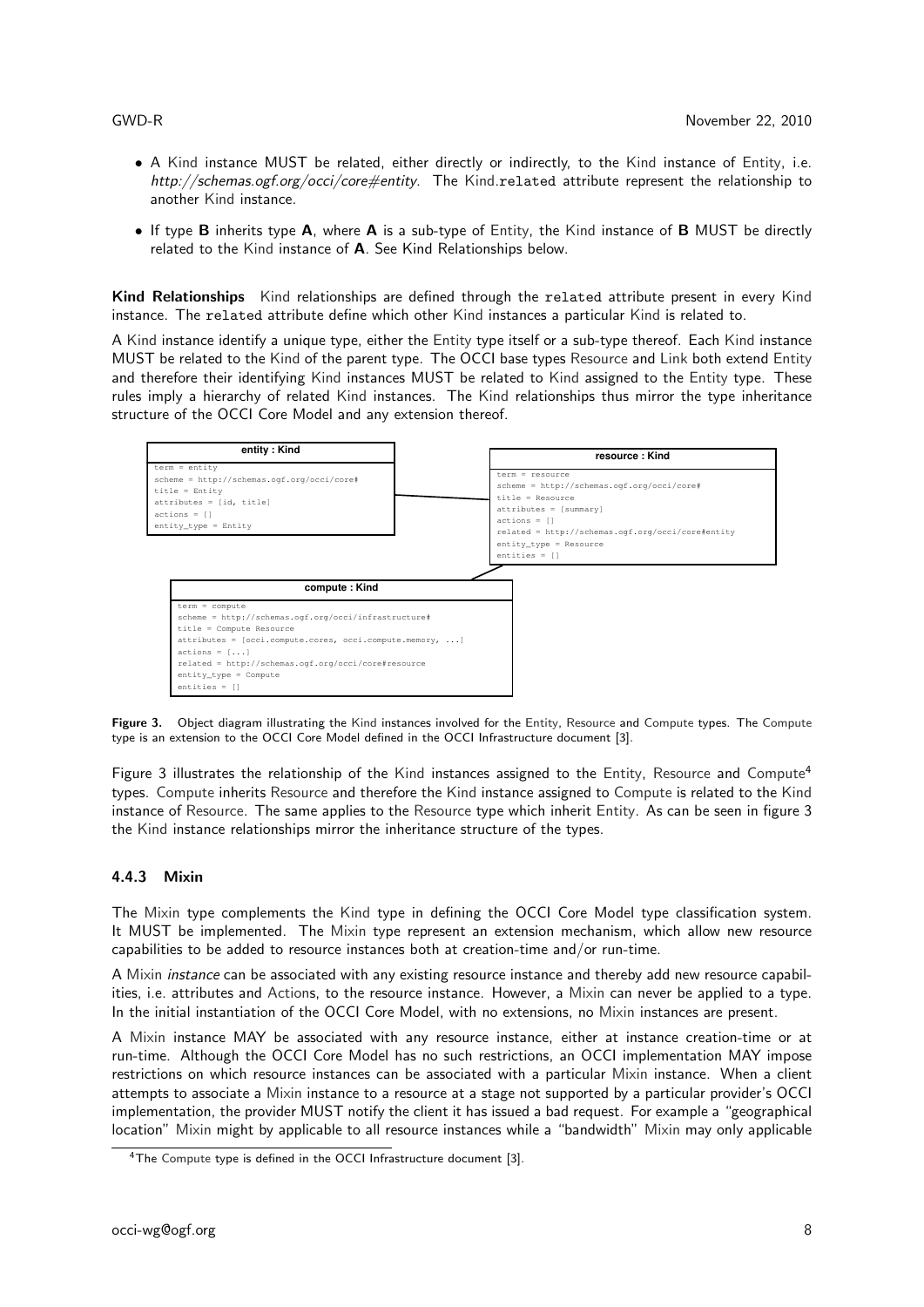- A Kind instance MUST be related, either directly or indirectly, to the Kind instance of Entity, i.e. *http://schemas.ogf.org/occi/core#entity*. The Kind.related attribute represent the relationship to another Kind instance.
- If type **B** inherits type **A**, where **A** is a sub-type of Entity, the Kind instance of **B** MUST be directly related to the Kind instance of **A**. See Kind Relationships below.

**Kind Relationships** Kind relationships are defined through the related attribute present in every Kind instance. The related attribute define which other Kind instances a particular Kind is related to.

A Kind instance identify a unique type, either the Entity type itself or a sub-type thereof. Each Kind instance MUST be related to the Kind of the parent type. The OCCI base types Resource and Link both extend Entity and therefore their identifying Kind instances MUST be related to Kind assigned to the Entity type. These rules imply a hierarchy of related Kind instances. The Kind relationships thus mirror the type inheritance structure of the OCCI Core Model and any extension thereof.

```
entity : Kind
term = entity
scheme = http://schemas.ogf.org/occi/core#
title = Entity
attributes = [id, title]
actions = []
entity_type = Entity

resource : Kind
term = resource
scheme = http://schemas.ogf.org/occi/core#
title = Resource
attributes = [summary]
actions = []
related = http://schemas.ogf.org/occi/core#entity
entity_type = Resource
entities = []

compute : Kind
term = compute
scheme = http://schemas.ogf.org/occi/infrastructure#
title = Compute Resource
attributes = [occi.compute.cores, occi.compute.memory, ...]
actions = [...]
related = http://schemas.ogf.org/occi/core#resource
entity_type = Compute
entities = []
```

**Figure 3.** Object diagram illustrating the Kind instances involved for the Entity, Resource and Compute types. The Compute type is an extension to the OCCI Core Model defined in the OCCI Infrastructure document [3].

Figure 3 illustrates the relationship of the Kind instances assigned to the Entity, Resource and Compute[4] types. Compute inherits Resource and therefore the Kind instance assigned to Compute is related to the Kind instance of Resource. The same applies to the Resource type which inherit Entity. As can be seen in figure 3 the Kind instance relationships mirror the inheritance structure of the types.

### 4.4.3 Mixin

The Mixin type complements the Kind type in defining the OCCI Core Model type classification system. It MUST be implemented. The Mixin type represent an extension mechanism, which allow new resource capabilities to be added to resource instances both at creation-time and/or run-time.

A Mixin *instance* can be associated with any existing resource instance and thereby add new resource capabilities, i.e. attributes and Actions, to the resource instance. However, a Mixin can never be applied to a type. In the initial instantiation of the OCCI Core Model, with no extensions, no Mixin instances are present.

A Mixin instance MAY be associated with any resource instance, either at instance creation-time or at run-time. Although the OCCI Core Model has no such restrictions, an OCCI implementation MAY impose restrictions on which resource instances can be associated with a particular Mixin instance. When a client attempts to associate a Mixin instance to a resource at a stage not supported by a particular provider's OCCI implementation, the provider MUST notify the client it has issued a bad request. For example a "geographical location" Mixin might by applicable to all resource instances while a "bandwidth" Mixin may only applicable

[4] The Compute type is defined in the OCCI Infrastructure document [3].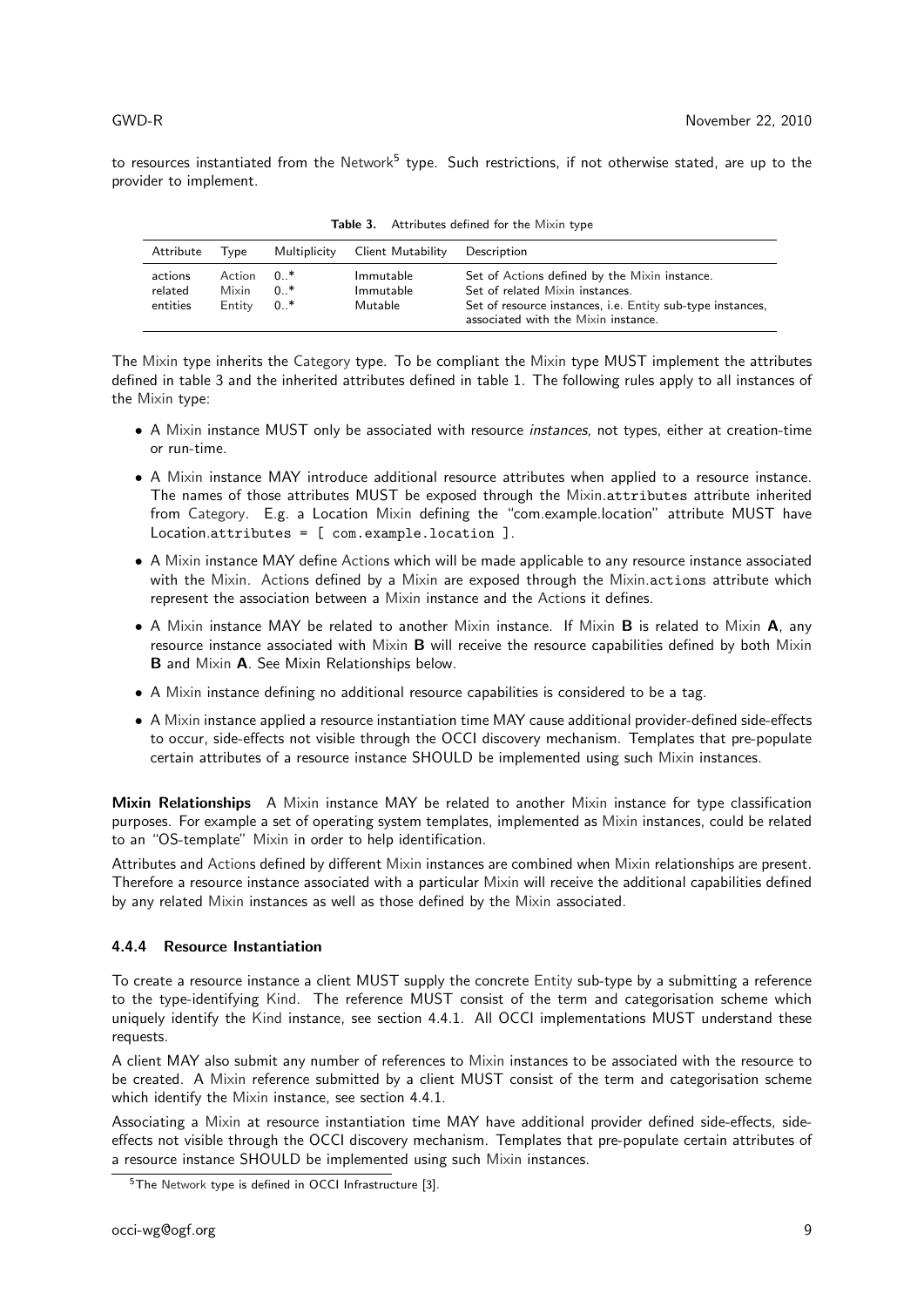to resources instantiated from the Network[5] type. Such restrictions, if not otherwise stated, are up to the provider to implement.

**Table 3.** Attributes defined for the Mixin type

| Attribute | Type | Multiplicity | Client Mutability | Description |
|---|---|---|---|---|
| actions | Action | 0..* | Immutable | Set of Actions defined by the Mixin instance. |
| related | Mixin | 0..* | Immutable | Set of related Mixin instances. |
| entities | Entity | 0..* | Mutable | Set of resource instances, i.e. Entity sub-type instances, associated with the Mixin instance. |

The Mixin type inherits the Category type. To be compliant the Mixin type MUST implement the attributes defined in table 3 and the inherited attributes defined in table 1. The following rules apply to all instances of the Mixin type:

- A Mixin instance MUST only be associated with resource *instances*, not types, either at creation-time or run-time.
- A Mixin instance MAY introduce additional resource attributes when applied to a resource instance. The names of those attributes MUST be exposed through the Mixin.`attributes` attribute inherited from Category. E.g. a Location Mixin defining the "com.example.location" attribute MUST have Location.`attributes = [ com.example.location ]`.
- A Mixin instance MAY define Actions which will be made applicable to any resource instance associated with the Mixin. Actions defined by a Mixin are exposed through the Mixin.`actions` attribute which represent the association between a Mixin instance and the Actions it defines.
- A Mixin instance MAY be related to another Mixin instance. If Mixin **B** is related to Mixin **A**, any resource instance associated with Mixin **B** will receive the resource capabilities defined by both Mixin **B** and Mixin **A**. See Mixin Relationships below.
- A Mixin instance defining no additional resource capabilities is considered to be a tag.
- A Mixin instance applied a resource instantiation time MAY cause additional provider-defined side-effects to occur, side-effects not visible through the OCCI discovery mechanism. Templates that pre-populate certain attributes of a resource instance SHOULD be implemented using such Mixin instances.

**Mixin Relationships** A Mixin instance MAY be related to another Mixin instance for type classification purposes. For example a set of operating system templates, implemented as Mixin instances, could be related to an "OS-template" Mixin in order to help identification.

Attributes and Actions defined by different Mixin instances are combined when Mixin relationships are present. Therefore a resource instance associated with a particular Mixin will receive the additional capabilities defined by any related Mixin instances as well as those defined by the Mixin associated.

### 4.4.4 Resource Instantiation

To create a resource instance a client MUST supply the concrete Entity sub-type by a submitting a reference to the type-identifying Kind. The reference MUST consist of the term and categorisation scheme which uniquely identify the Kind instance, see section 4.4.1. All OCCI implementations MUST understand these requests.

A client MAY also submit any number of references to Mixin instances to be associated with the resource to be created. A Mixin reference submitted by a client MUST consist of the term and categorisation scheme which identify the Mixin instance, see section 4.4.1.

Associating a Mixin at resource instantiation time MAY have additional provider defined side-effects, side-effects not visible through the OCCI discovery mechanism. Templates that pre-populate certain attributes of a resource instance SHOULD be implemented using such Mixin instances.

[5] The Network type is defined in OCCI Infrastructure [3].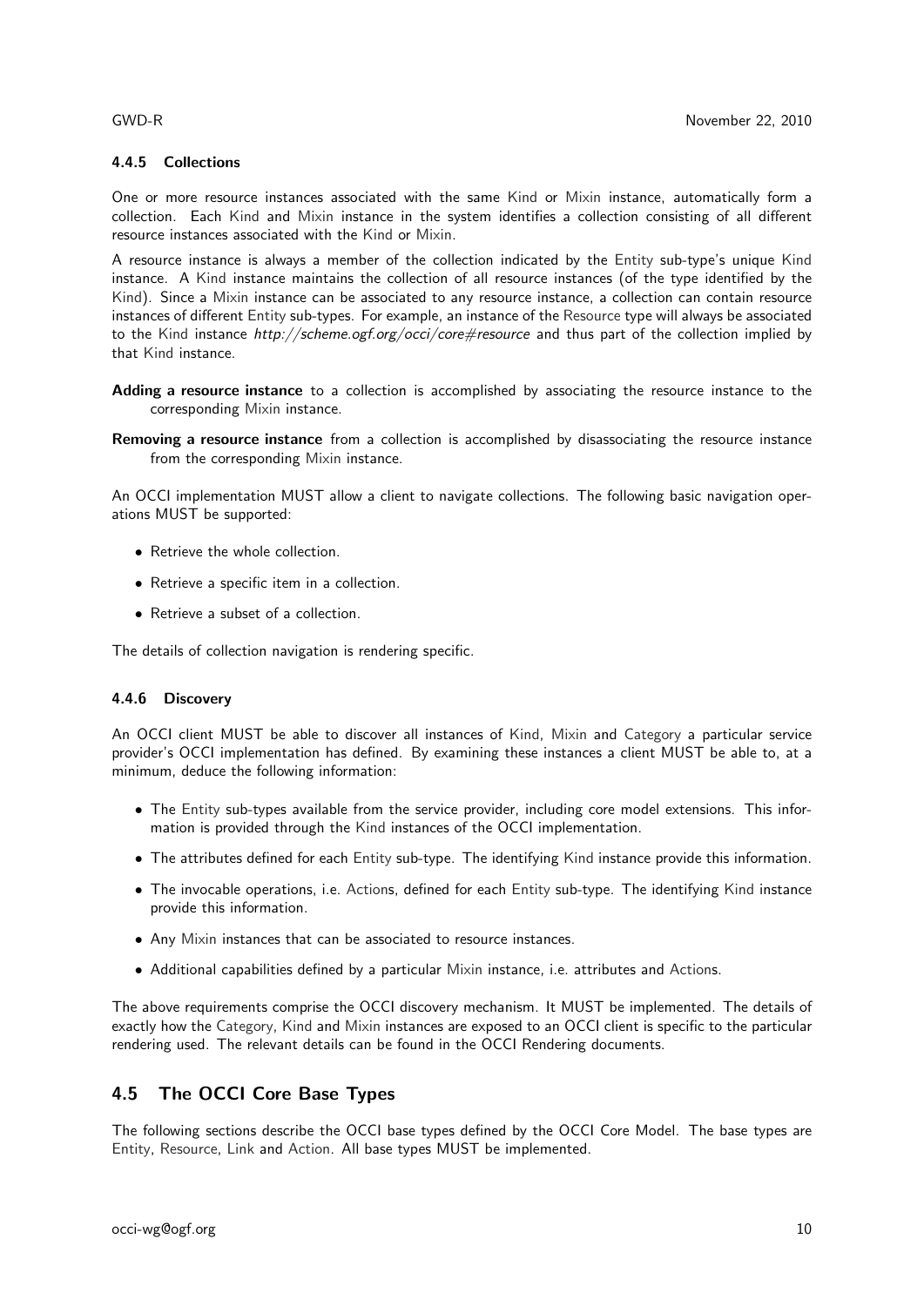#### 4.4.5 Collections

One or more resource instances associated with the same Kind or Mixin instance, automatically form a collection. Each Kind and Mixin instance in the system identifies a collection consisting of all different resource instances associated with the Kind or Mixin.

A resource instance is always a member of the collection indicated by the Entity sub-type's unique Kind instance. A Kind instance maintains the collection of all resource instances (of the type identified by the Kind). Since a Mixin instance can be associated to any resource instance, a collection can contain resource instances of different Entity sub-types. For example, an instance of the Resource type will always be associated to the Kind instance *http://scheme.ogf.org/occi/core#resource* and thus part of the collection implied by that Kind instance.

**Adding a resource instance** to a collection is accomplished by associating the resource instance to the corresponding Mixin instance.

**Removing a resource instance** from a collection is accomplished by disassociating the resource instance from the corresponding Mixin instance.

An OCCI implementation MUST allow a client to navigate collections. The following basic navigation operations MUST be supported:

- Retrieve the whole collection.
- Retrieve a specific item in a collection.
- Retrieve a subset of a collection.

The details of collection navigation is rendering specific.

#### 4.4.6 Discovery

An OCCI client MUST be able to discover all instances of Kind, Mixin and Category a particular service provider's OCCI implementation has defined. By examining these instances a client MUST be able to, at a minimum, deduce the following information:

- The Entity sub-types available from the service provider, including core model extensions. This information is provided through the Kind instances of the OCCI implementation.
- The attributes defined for each Entity sub-type. The identifying Kind instance provide this information.
- The invocable operations, i.e. Actions, defined for each Entity sub-type. The identifying Kind instance provide this information.
- Any Mixin instances that can be associated to resource instances.
- Additional capabilities defined by a particular Mixin instance, i.e. attributes and Actions.

The above requirements comprise the OCCI discovery mechanism. It MUST be implemented. The details of exactly how the Category, Kind and Mixin instances are exposed to an OCCI client is specific to the particular rendering used. The relevant details can be found in the OCCI Rendering documents.

### 4.5 The OCCI Core Base Types

The following sections describe the OCCI base types defined by the OCCI Core Model. The base types are Entity, Resource, Link and Action. All base types MUST be implemented.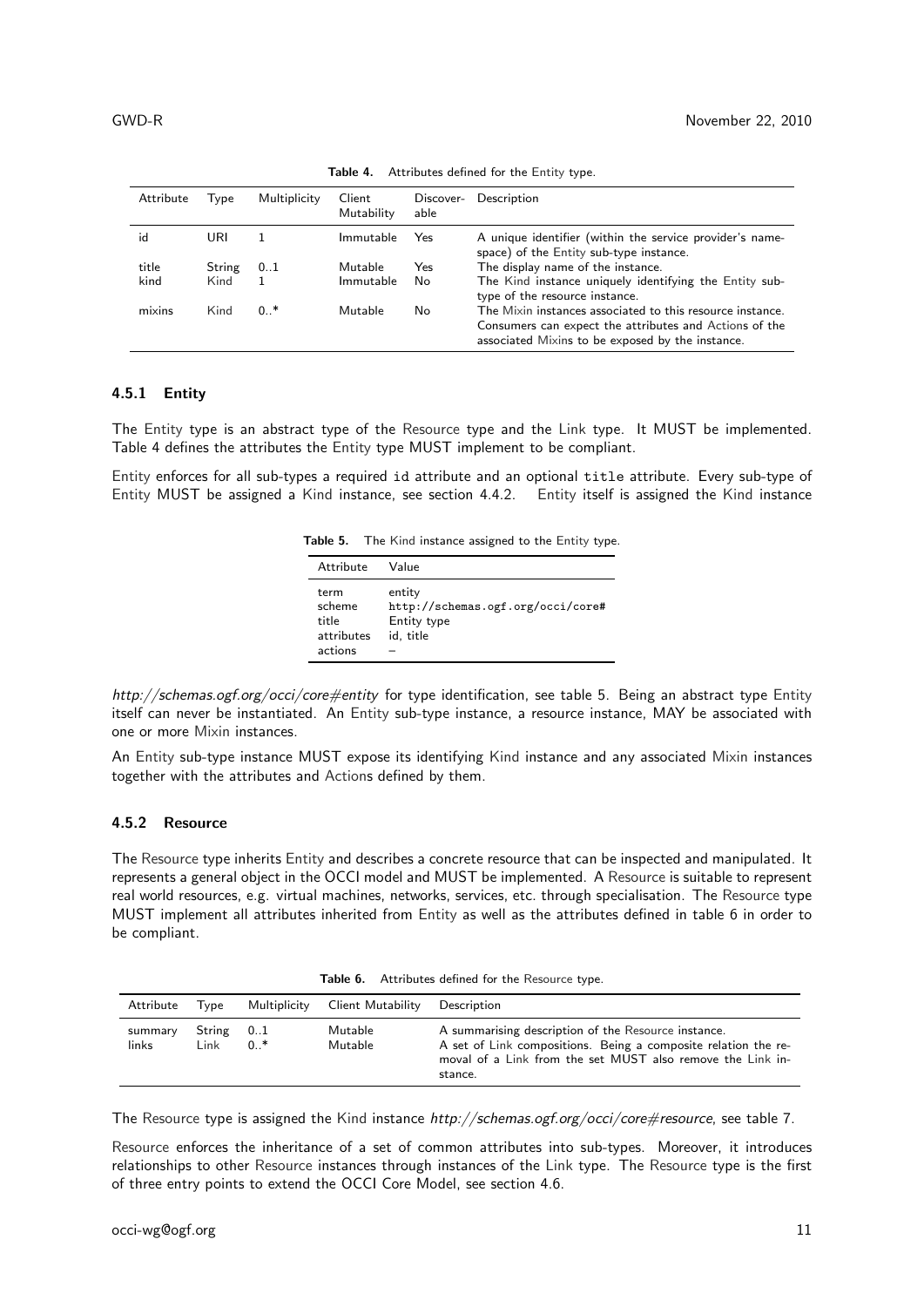**Table 4.** Attributes defined for the Entity type.

| Attribute | Type | Multiplicity | Client Mutability | Discover-able | Description |
|---|---|---|---|---|---|
| id | URI | 1 | Immutable | Yes | A unique identifier (within the service provider's name-space) of the Entity sub-type instance. |
| title | String | 0..1 | Mutable | Yes | The display name of the instance. |
| kind | Kind | 1 | Immutable | No | The Kind instance uniquely identifying the Entity sub-type of the resource instance. |
| mixins | Kind | 0..* | Mutable | No | The Mixin instances associated to this resource instance. Consumers can expect the attributes and Actions of the associated Mixins to be exposed by the instance. |

### 4.5.1 Entity

The Entity type is an abstract type of the Resource type and the Link type. It MUST be implemented. Table 4 defines the attributes the Entity type MUST implement to be compliant.

Entity enforces for all sub-types a required `id` attribute and an optional `title` attribute. Every sub-type of Entity MUST be assigned a Kind instance, see section 4.4.2. Entity itself is assigned the Kind instance *http://schemas.ogf.org/occi/core#entity* for type identification, see table 5. Being an abstract type Entity itself can never be instantiated. An Entity sub-type instance, a resource instance, MAY be associated with one or more Mixin instances.

**Table 5.** The Kind instance assigned to the Entity type.

| Attribute | Value |
|---|---|
| term | entity |
| scheme | `http://schemas.ogf.org/occi/core#` |
| title | Entity type |
| attributes | id, title |
| actions | – |

An Entity sub-type instance MUST expose its identifying Kind instance and any associated Mixin instances together with the attributes and Actions defined by them.

### 4.5.2 Resource

The Resource type inherits Entity and describes a concrete resource that can be inspected and manipulated. It represents a general object in the OCCI model and MUST be implemented. A Resource is suitable to represent real world resources, e.g. virtual machines, networks, services, etc. through specialisation. The Resource type MUST implement all attributes inherited from Entity as well as the attributes defined in table 6 in order to be compliant.

**Table 6.** Attributes defined for the Resource type.

| Attribute | Type | Multiplicity | Client Mutability | Description |
|---|---|---|---|---|
| summary | String | 0..1 | Mutable | A summarising description of the Resource instance. |
| links | Link | 0..* | Mutable | A set of Link compositions. Being a composite relation the removal of a Link from the set MUST also remove the Link instance. |

The Resource type is assigned the Kind instance *http://schemas.ogf.org/occi/core#resource*, see table 7.

Resource enforces the inheritance of a set of common attributes into sub-types. Moreover, it introduces relationships to other Resource instances through instances of the Link type. The Resource type is the first of three entry points to extend the OCCI Core Model, see section 4.6.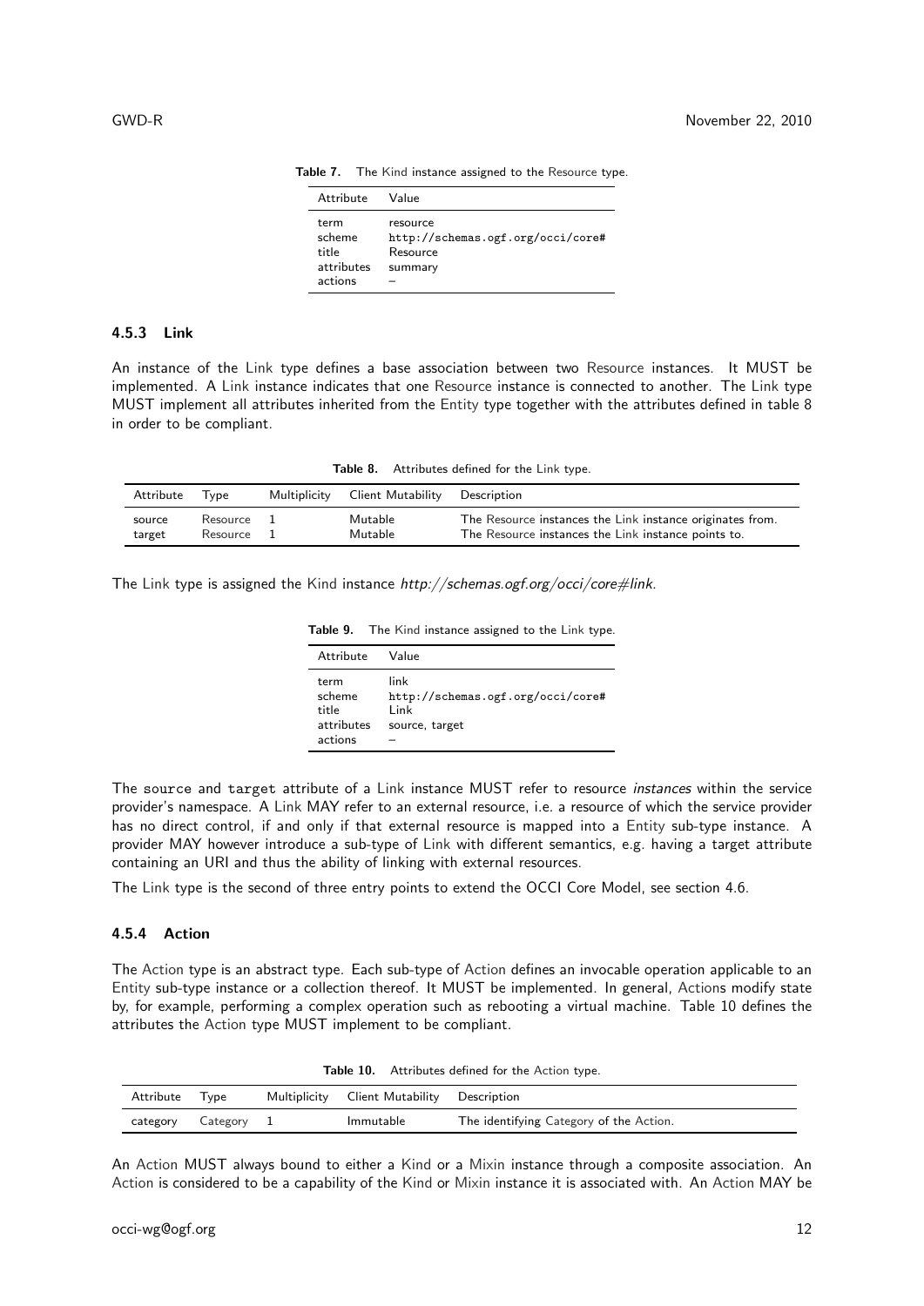**Table 7.** The Kind instance assigned to the Resource type.

| Attribute | Value |
|---|---|
| term | resource |
| scheme | `http://schemas.ogf.org/occi/core#` |
| title | Resource |
| attributes | summary |
| actions | – |

### 4.5.3 Link

An instance of the Link type defines a base association between two Resource instances. It MUST be implemented. A Link instance indicates that one Resource instance is connected to another. The Link type MUST implement all attributes inherited from the Entity type together with the attributes defined in table 8 in order to be compliant.

**Table 8.** Attributes defined for the Link type.

| Attribute | Type | Multiplicity | Client Mutability | Description |
|---|---|---|---|---|
| source | Resource | 1 | Mutable | The Resource instances the Link instance originates from. |
| target | Resource | 1 | Mutable | The Resource instances the Link instance points to. |

The Link type is assigned the Kind instance *http://schemas.ogf.org/occi/core#link*.

**Table 9.** The Kind instance assigned to the Link type.

| Attribute | Value |
|---|---|
| term | link |
| scheme | `http://schemas.ogf.org/occi/core#` |
| title | Link |
| attributes | source, target |
| actions | – |

The `source` and `target` attribute of a Link instance MUST refer to resource *instances* within the service provider's namespace. A Link MAY refer to an external resource, i.e. a resource of which the service provider has no direct control, if and only if that external resource is mapped into a Entity sub-type instance. A provider MAY however introduce a sub-type of Link with different semantics, e.g. having a target attribute containing an URI and thus the ability of linking with external resources.

The Link type is the second of three entry points to extend the OCCI Core Model, see section 4.6.

### 4.5.4 Action

The Action type is an abstract type. Each sub-type of Action defines an invocable operation applicable to an Entity sub-type instance or a collection thereof. It MUST be implemented. In general, Actions modify state by, for example, performing a complex operation such as rebooting a virtual machine. Table 10 defines the attributes the Action type MUST implement to be compliant.

**Table 10.** Attributes defined for the Action type.

| Attribute | Type | Multiplicity | Client Mutability | Description |
|---|---|---|---|---|
| category | Category | 1 | Immutable | The identifying Category of the Action. |

An Action MUST always bound to either a Kind or a Mixin instance through a composite association. An Action is considered to be a capability of the Kind or Mixin instance it is associated with. An Action MAY be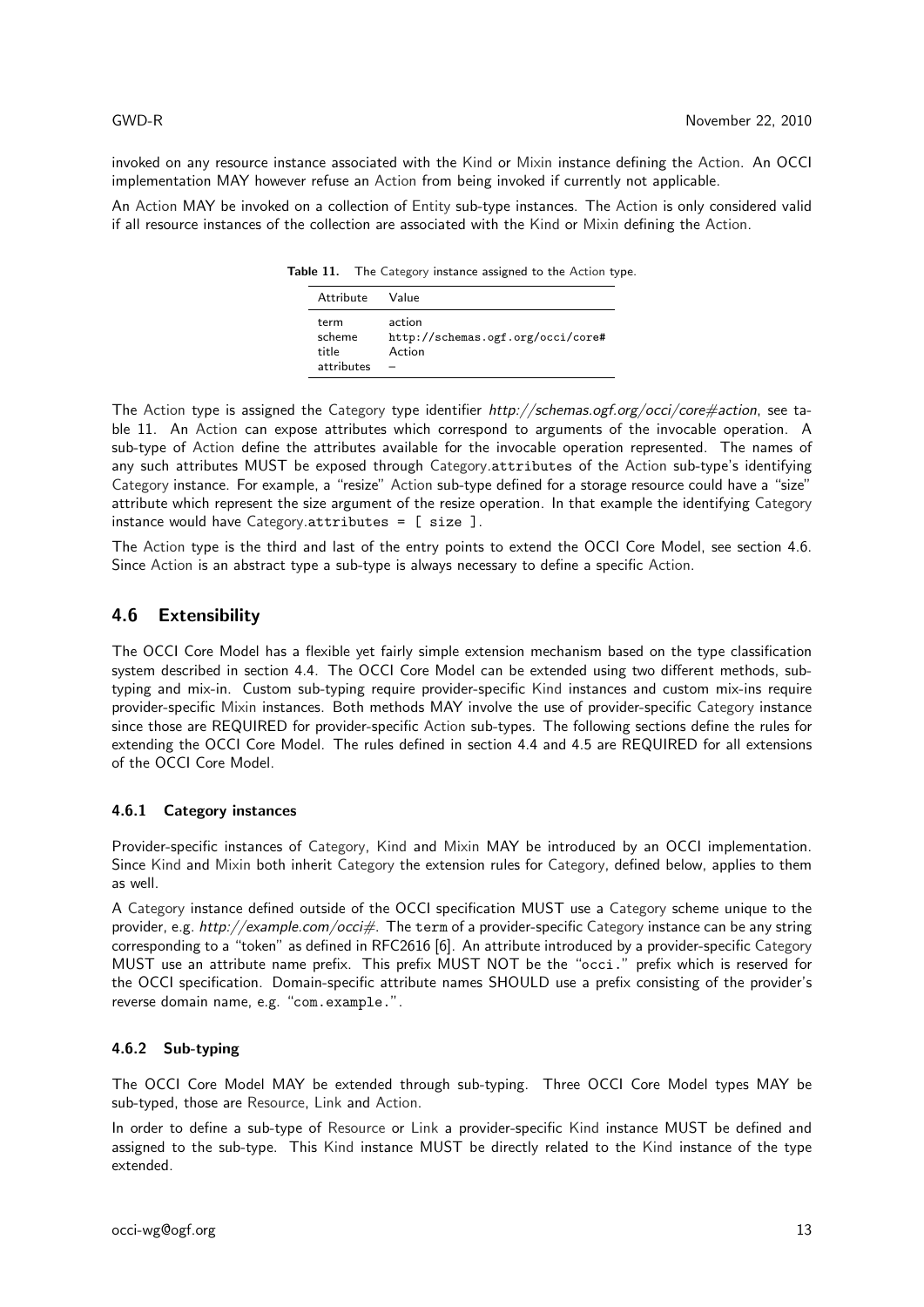invoked on any resource instance associated with the Kind or Mixin instance defining the Action. An OCCI implementation MAY however refuse an Action from being invoked if currently not applicable.

An Action MAY be invoked on a collection of Entity sub-type instances. The Action is only considered valid if all resource instances of the collection are associated with the Kind or Mixin defining the Action.

**Table 11.** The Category instance assigned to the Action type.

| Attribute | Value |
|---|---|
| term | action |
| scheme | `http://schemas.ogf.org/occi/core#` |
| title | Action |
| attributes | – |

The Action type is assigned the Category type identifier *http://schemas.ogf.org/occi/core#action*, see table 11. An Action can expose attributes which correspond to arguments of the invocable operation. A sub-type of Action define the attributes available for the invocable operation represented. The names of any such attributes MUST be exposed through Category.`attributes` of the Action sub-type's identifying Category instance. For example, a "resize" Action sub-type defined for a storage resource could have a "size" attribute which represent the size argument of the resize operation. In that example the identifying Category instance would have Category.`attributes = [ size ]`.

The Action type is the third and last of the entry points to extend the OCCI Core Model, see section 4.6. Since Action is an abstract type a sub-type is always necessary to define a specific Action.

## 4.6 Extensibility

The OCCI Core Model has a flexible yet fairly simple extension mechanism based on the type classification system described in section 4.4. The OCCI Core Model can be extended using two different methods, sub-typing and mix-in. Custom sub-typing require provider-specific Kind instances and custom mix-ins require provider-specific Mixin instances. Both methods MAY involve the use of provider-specific Category instance since those are REQUIRED for provider-specific Action sub-types. The following sections define the rules for extending the OCCI Core Model. The rules defined in section 4.4 and 4.5 are REQUIRED for all extensions of the OCCI Core Model.

### 4.6.1 Category instances

Provider-specific instances of Category, Kind and Mixin MAY be introduced by an OCCI implementation. Since Kind and Mixin both inherit Category the extension rules for Category, defined below, applies to them as well.

A Category instance defined outside of the OCCI specification MUST use a Category scheme unique to the provider, e.g. *http://example.com/occi#*. The `term` of a provider-specific Category instance can be any string corresponding to a "token" as defined in RFC2616 [6]. An attribute introduced by a provider-specific Category MUST use an attribute name prefix. This prefix MUST NOT be the "`occi.`" prefix which is reserved for the OCCI specification. Domain-specific attribute names SHOULD use a prefix consisting of the provider's reverse domain name, e.g. "`com.example.`".

### 4.6.2 Sub-typing

The OCCI Core Model MAY be extended through sub-typing. Three OCCI Core Model types MAY be sub-typed, those are Resource, Link and Action.

In order to define a sub-type of Resource or Link a provider-specific Kind instance MUST be defined and assigned to the sub-type. This Kind instance MUST be directly related to the Kind instance of the type extended.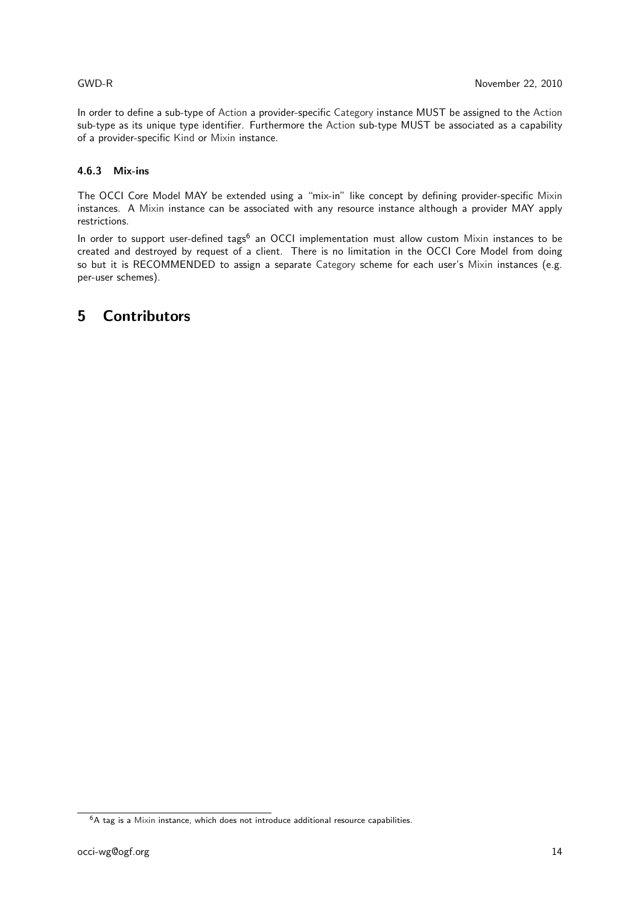In order to define a sub-type of Action a provider-specific Category instance MUST be assigned to the Action sub-type as its unique type identifier. Furthermore the Action sub-type MUST be associated as a capability of a provider-specific Kind or Mixin instance.

#### 4.6.3 Mix-ins

The OCCI Core Model MAY be extended using a "mix-in" like concept by defining provider-specific Mixin instances. A Mixin instance can be associated with any resource instance although a provider MAY apply restrictions.

In order to support user-defined tags[6] an OCCI implementation must allow custom Mixin instances to be created and destroyed by request of a client. There is no limitation in the OCCI Core Model from doing so but it is RECOMMENDED to assign a separate Category scheme for each user's Mixin instances (e.g. per-user schemes).

# 5 Contributors

[6] A tag is a Mixin instance, which does not introduce additional resource capabilities.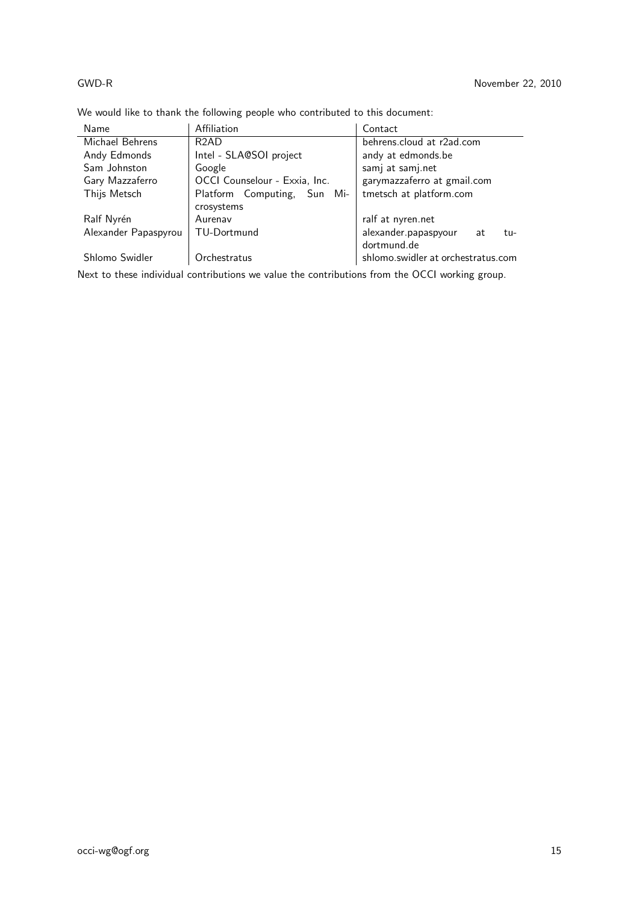We would like to thank the following people who contributed to this document:

| Name | Affiliation | Contact |
| --- | --- | --- |
| Michael Behrens | R2AD | behrens.cloud at r2ad.com |
| Andy Edmonds | Intel - SLA@SOI project | andy at edmonds.be |
| Sam Johnston | Google | samj at samj.net |
| Gary Mazzaferro | OCCI Counselour - Exxia, Inc. | garymazzaferro at gmail.com |
| Thijs Metsch | Platform Computing, Sun Microsystems | tmetsch at platform.com |
| Ralf Nyrén | Aurenav | ralf at nyren.net |
| Alexander Papaspyrou | TU-Dortmund | alexander.papaspyour at tu-dortmund.de |
| Shlomo Swidler | Orchestratus | shlomo.swidler at orchestratus.com |

Next to these individual contributions we value the contributions from the OCCI working group.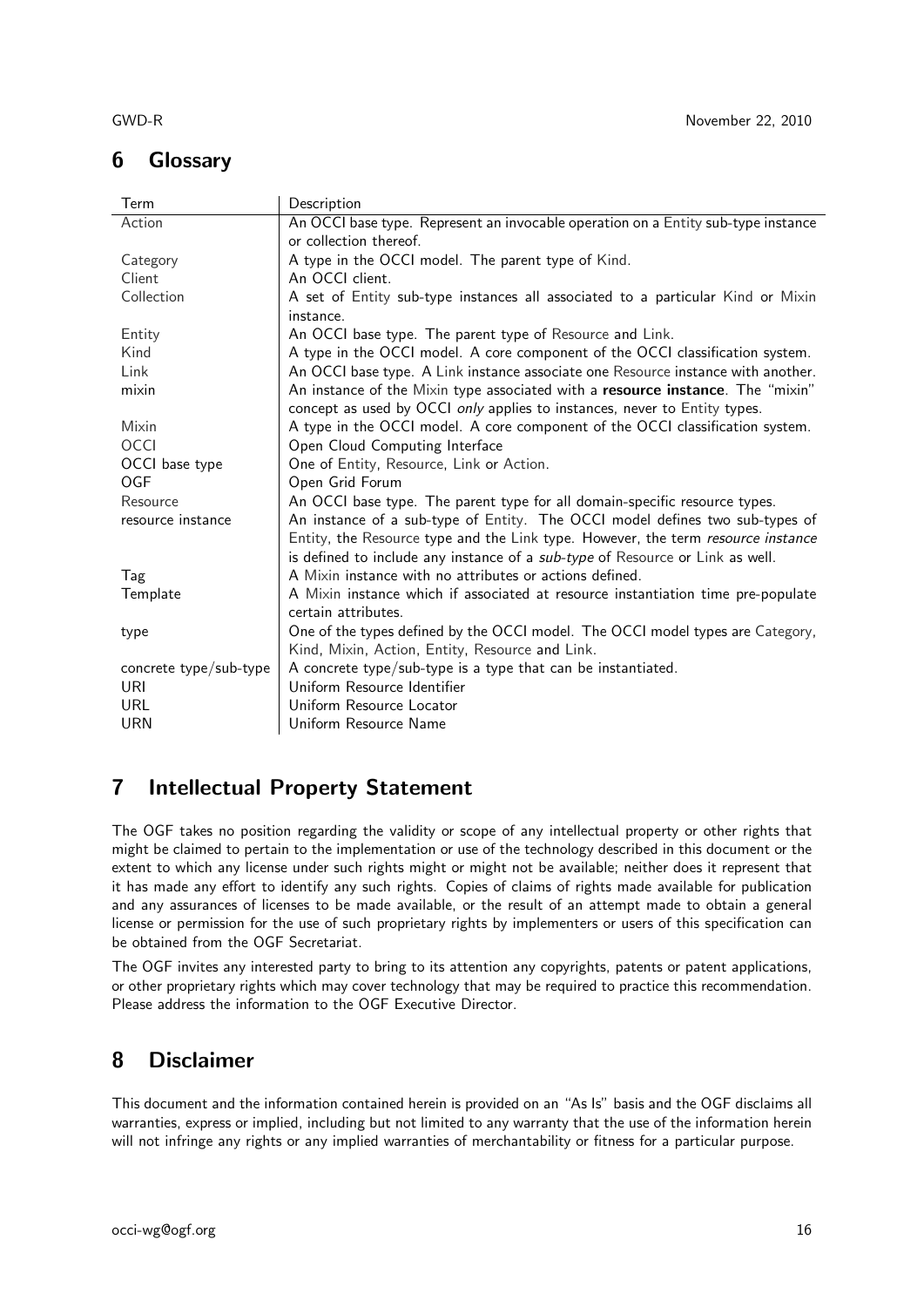## 6 Glossary

| Term | Description |
| --- | --- |
| Action | An OCCI base type. Represent an invocable operation on a Entity sub-type instance or collection thereof. |
| Category | A type in the OCCI model. The parent type of Kind. |
| Client | An OCCI client. |
| Collection | A set of Entity sub-type instances all associated to a particular Kind or Mixin instance. |
| Entity | An OCCI base type. The parent type of Resource and Link. |
| Kind | A type in the OCCI model. A core component of the OCCI classification system. |
| Link | An OCCI base type. A Link instance associate one Resource instance with another. |
| mixin | An instance of the Mixin type associated with a **resource instance**. The "mixin" concept as used by OCCI *only* applies to instances, never to Entity types. |
| Mixin | A type in the OCCI model. A core component of the OCCI classification system. |
| OCCI | Open Cloud Computing Interface |
| OCCI base type | One of Entity, Resource, Link or Action. |
| OGF | Open Grid Forum |
| Resource | An OCCI base type. The parent type for all domain-specific resource types. |
| resource instance | An instance of a sub-type of Entity. The OCCI model defines two sub-types of Entity, the Resource type and the Link type. However, the term *resource instance* is defined to include any instance of a *sub-type* of Resource or Link as well. |
| Tag | A Mixin instance with no attributes or actions defined. |
| Template | A Mixin instance which if associated at resource instantiation time pre-populate certain attributes. |
| type | One of the types defined by the OCCI model. The OCCI model types are Category, Kind, Mixin, Action, Entity, Resource and Link. |
| concrete type/sub-type | A concrete type/sub-type is a type that can be instantiated. |
| URI | Uniform Resource Identifier |
| URL | Uniform Resource Locator |
| URN | Uniform Resource Name |

## 7 Intellectual Property Statement

The OGF takes no position regarding the validity or scope of any intellectual property or other rights that might be claimed to pertain to the implementation or use of the technology described in this document or the extent to which any license under such rights might or might not be available; neither does it represent that it has made any effort to identify any such rights. Copies of claims of rights made available for publication and any assurances of licenses to be made available, or the result of an attempt made to obtain a general license or permission for the use of such proprietary rights by implementers or users of this specification can be obtained from the OGF Secretariat.

The OGF invites any interested party to bring to its attention any copyrights, patents or patent applications, or other proprietary rights which may cover technology that may be required to practice this recommendation. Please address the information to the OGF Executive Director.

## 8 Disclaimer

This document and the information contained herein is provided on an "As Is" basis and the OGF disclaims all warranties, express or implied, including but not limited to any warranty that the use of the information herein will not infringe any rights or any implied warranties of merchantability or fitness for a particular purpose.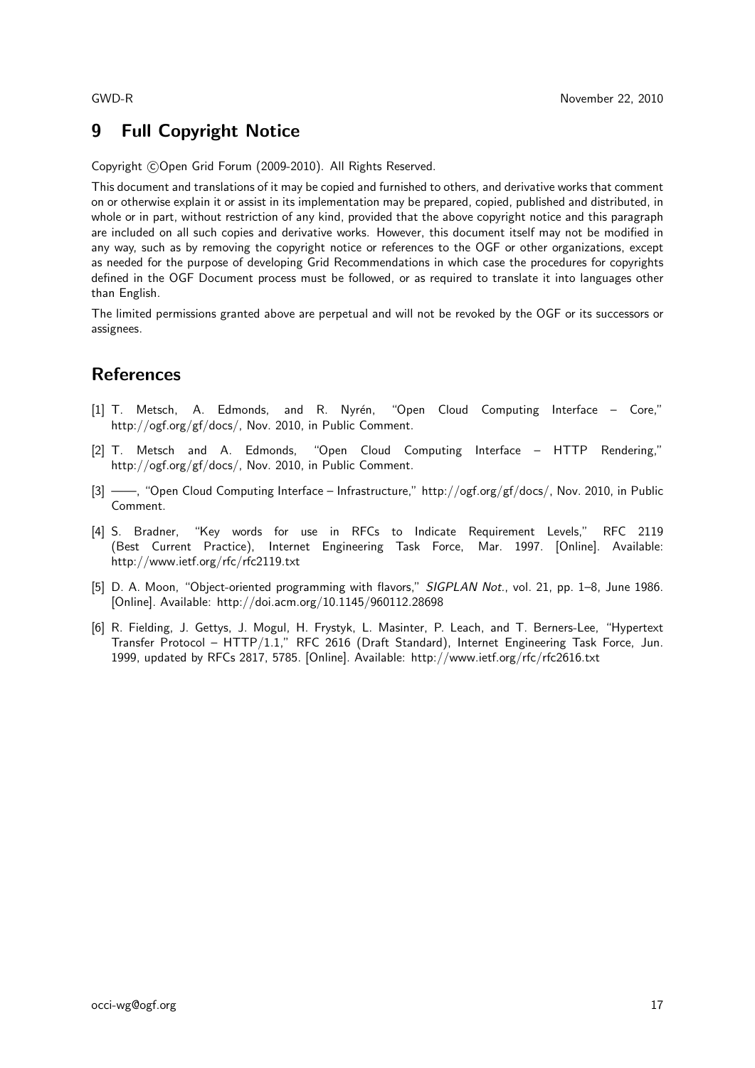# 9 Full Copyright Notice

Copyright ©Open Grid Forum (2009-2010). All Rights Reserved.

This document and translations of it may be copied and furnished to others, and derivative works that comment on or otherwise explain it or assist in its implementation may be prepared, copied, published and distributed, in whole or in part, without restriction of any kind, provided that the above copyright notice and this paragraph are included on all such copies and derivative works. However, this document itself may not be modified in any way, such as by removing the copyright notice or references to the OGF or other organizations, except as needed for the purpose of developing Grid Recommendations in which case the procedures for copyrights defined in the OGF Document process must be followed, or as required to translate it into languages other than English.

The limited permissions granted above are perpetual and will not be revoked by the OGF or its successors or assignees.

# References

[1] T. Metsch, A. Edmonds, and R. Nyrén, "Open Cloud Computing Interface – Core," http://ogf.org/gf/docs/, Nov. 2010, in Public Comment.

[2] T. Metsch and A. Edmonds, "Open Cloud Computing Interface – HTTP Rendering," http://ogf.org/gf/docs/, Nov. 2010, in Public Comment.

[3] ——, "Open Cloud Computing Interface – Infrastructure," http://ogf.org/gf/docs/, Nov. 2010, in Public Comment.

[4] S. Bradner, "Key words for use in RFCs to Indicate Requirement Levels," RFC 2119 (Best Current Practice), Internet Engineering Task Force, Mar. 1997. [Online]. Available: http://www.ietf.org/rfc/rfc2119.txt

[5] D. A. Moon, "Object-oriented programming with flavors," *SIGPLAN Not.*, vol. 21, pp. 1–8, June 1986. [Online]. Available: http://doi.acm.org/10.1145/960112.28698

[6] R. Fielding, J. Gettys, J. Mogul, H. Frystyk, L. Masinter, P. Leach, and T. Berners-Lee, "Hypertext Transfer Protocol – HTTP/1.1," RFC 2616 (Draft Standard), Internet Engineering Task Force, Jun. 1999, updated by RFCs 2817, 5785. [Online]. Available: http://www.ietf.org/rfc/rfc2616.txt